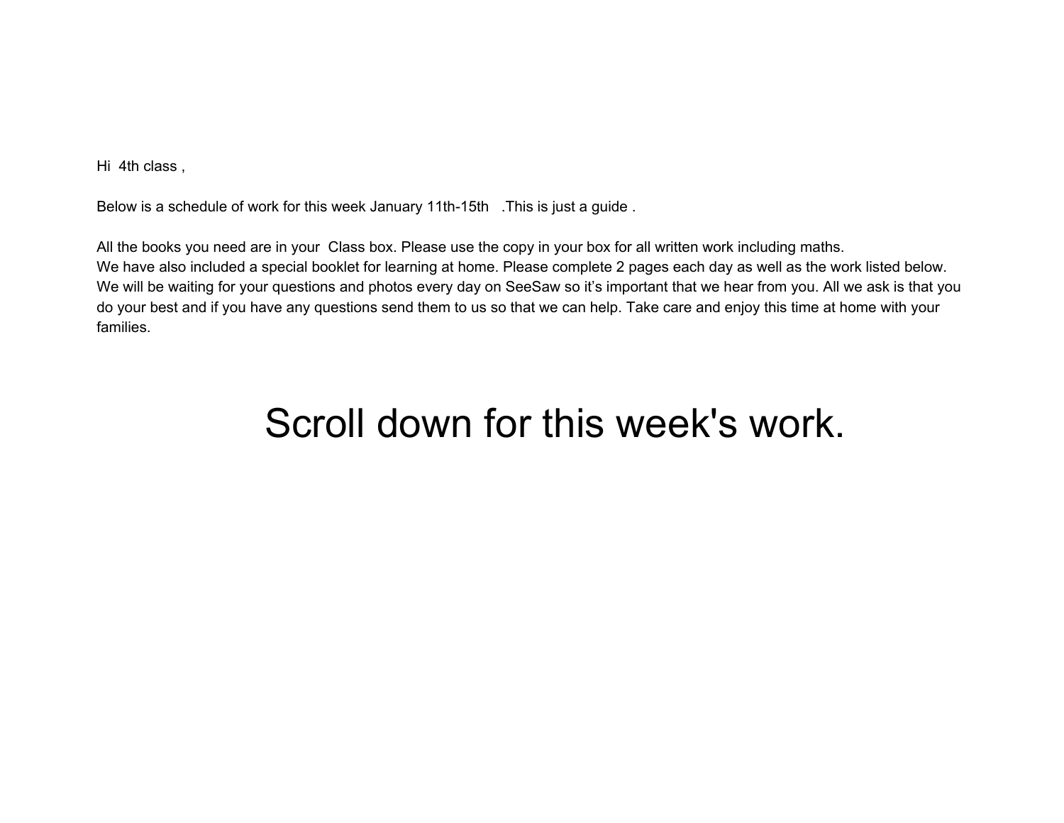Hi 4th class ,

Below is a schedule of work for this week January 11th-15th .This is just a guide .

All the books you need are in your Class box. Please use the copy in your box for all written work including maths.
We have also included a special booklet for learning at home. Please complete 2 pages each day as well as the work listed below.
We will be waiting for your questions and photos every day on SeeSaw so it's important that we hear from you. All we ask is that you do your best and if you have any questions send them to us so that we can help. Take care and enjoy this time at home with your families.

# Scroll down for this week's work.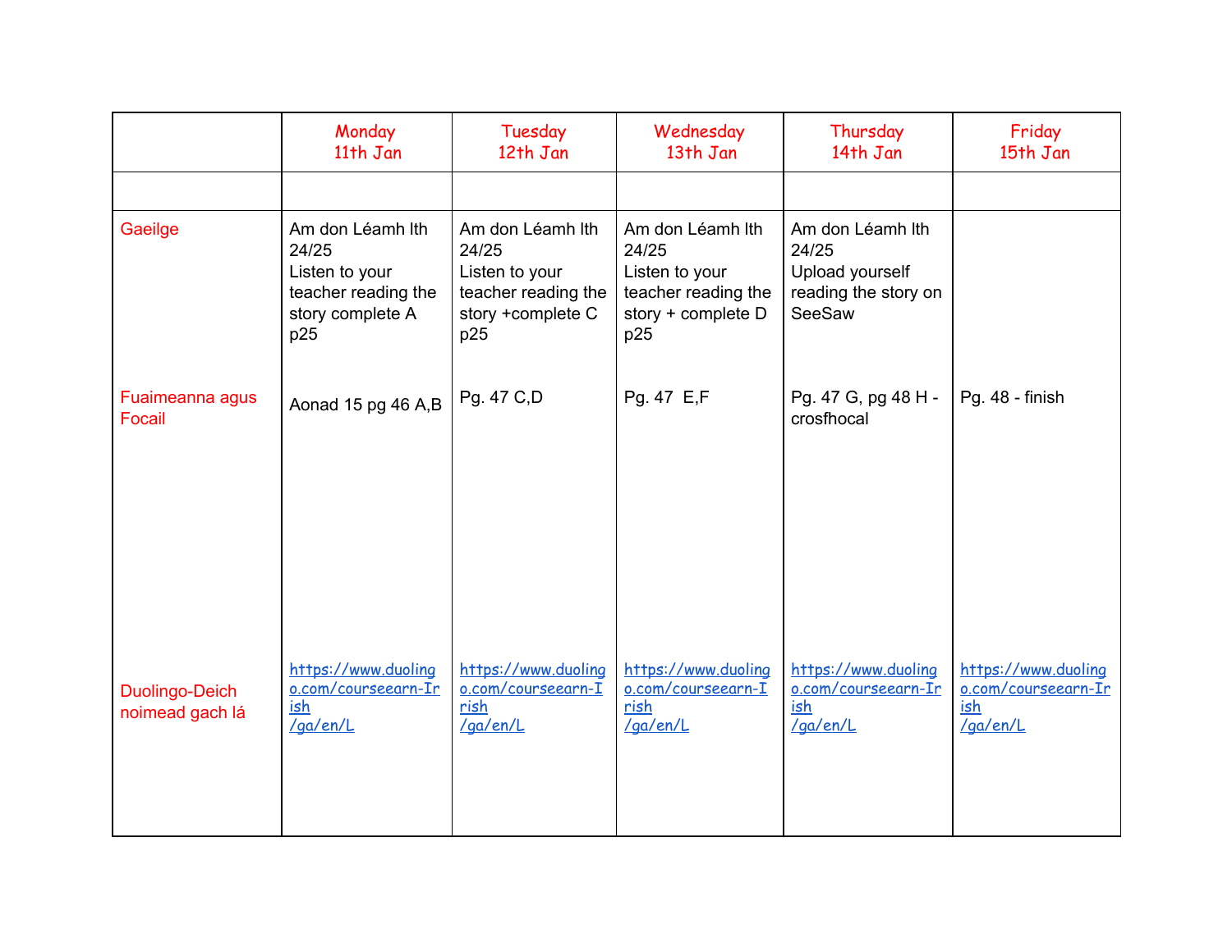| | Monday 11th Jan | Tuesday 12th Jan | Wednesday 13th Jan | Thursday 14th Jan | Friday 15th Jan |
|---|---|---|---|---|---|
| | | | | | |
| Gaeilge | Am don Léamh lth 24/25 Listen to your teacher reading the story complete A p25 | Am don Léamh lth 24/25 Listen to your teacher reading the story +complete C p25 | Am don Léamh lth 24/25 Listen to your teacher reading the story + complete D p25 | Am don Léamh lth 24/25 Upload yourself reading the story on SeeSaw | |
| Fuaimeanna agus Focail | Aonad 15 pg 46 A,B | Pg. 47 C,D | Pg. 47 E,F | Pg. 47 G, pg 48 H - crosfhocal | Pg. 48 - finish |
| Duolingo-Deich noimead gach lá | https://www.duolingo.com/courseearn-Irish/ga/en/L | https://www.duolingo.com/courseearn-Irish/ga/en/L | https://www.duolingo.com/courseearn-Irish/ga/en/L | https://www.duolingo.com/courseearn-Irish/ga/en/L | https://www.duolingo.com/courseearn-Irish/ga/en/L |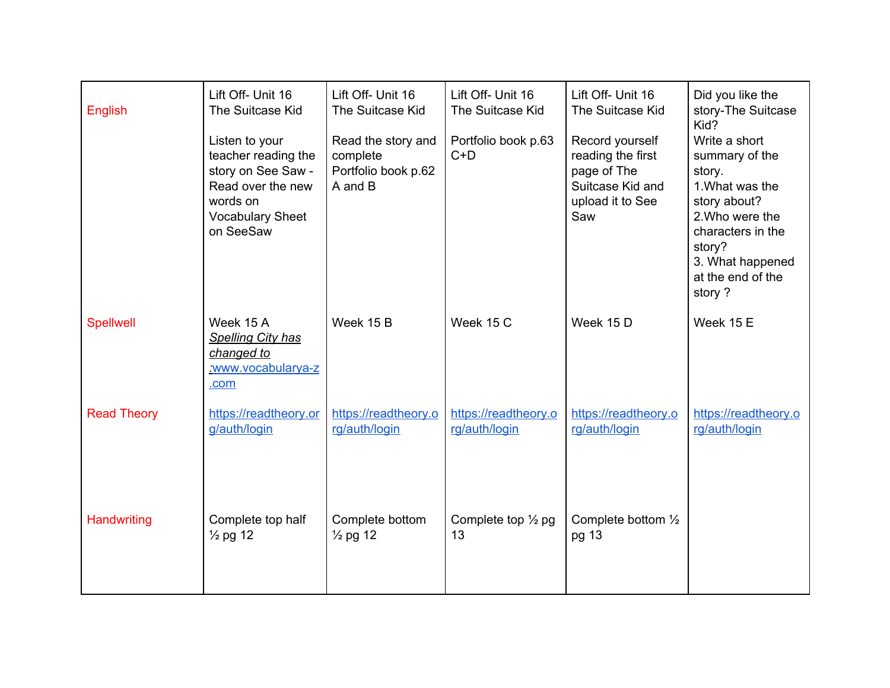| | | | | | |
|---|---|---|---|---|---|
| English | Lift Off- Unit 16<br>The Suitcase Kid<br><br>Listen to your teacher reading the story on See Saw - Read over the new words on Vocabulary Sheet on SeeSaw | Lift Off- Unit 16<br>The Suitcase Kid<br><br>Read the story and complete Portfolio book p.62 A and B | Lift Off- Unit 16<br>The Suitcase Kid<br><br>Portfolio book p.63 C+D | Lift Off- Unit 16<br>The Suitcase Kid<br><br>Record yourself reading the first page of The Suitcase Kid and upload it to See Saw | Did you like the story-The Suitcase Kid?<br>Write a short summary of the story.<br>1.What was the story about?<br>2.Who were the characters in the story?<br>3. What happened at the end of the story ? |
| Spellwell | Week 15 A<br>*Spelling City has changed to* :www.vocabularya-z.com | Week 15 B | Week 15 C | Week 15 D | Week 15 E |
| Read Theory | https://readtheory.org/auth/login | https://readtheory.org/auth/login | https://readtheory.org/auth/login | https://readtheory.org/auth/login | https://readtheory.org/auth/login |
| Handwriting | Complete top half ½ pg 12 | Complete bottom ½ pg 12 | Complete top ½ pg 13 | Complete bottom ½ pg 13 | |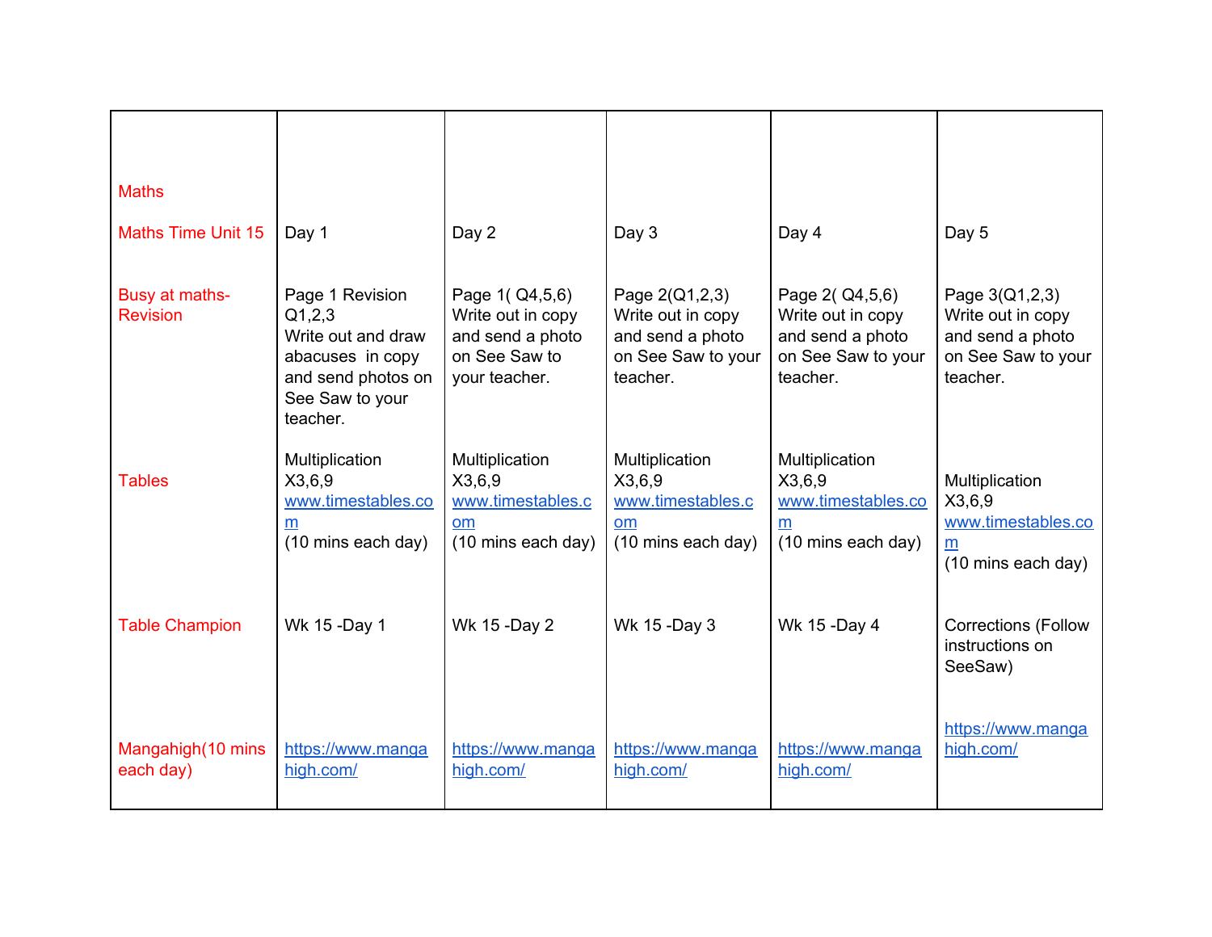| Maths | | | | | |
|---|---|---|---|---|---|
| Maths Time Unit 15 | Day 1 | Day 2 | Day 3 | Day 4 | Day 5 |
| Busy at maths- Revision | Page 1 Revision Q1,2,3 Write out and draw abacuses in copy and send photos on See Saw to your teacher. | Page 1( Q4,5,6) Write out in copy and send a photo on See Saw to your teacher. | Page 2(Q1,2,3) Write out in copy and send a photo on See Saw to your teacher. | Page 2( Q4,5,6) Write out in copy and send a photo on See Saw to your teacher. | Page 3(Q1,2,3) Write out in copy and send a photo on See Saw to your teacher. |
| Tables | Multiplication X3,6,9 www.timestables.com (10 mins each day) | Multiplication X3,6,9 www.timestables.com (10 mins each day) | Multiplication X3,6,9 www.timestables.com (10 mins each day) | Multiplication X3,6,9 www.timestables.com (10 mins each day) | Multiplication X3,6,9 www.timestables.com (10 mins each day) |
| Table Champion | Wk 15 -Day 1 | Wk 15 -Day 2 | Wk 15 -Day 3 | Wk 15 -Day 4 | Corrections (Follow instructions on SeeSaw) |
| Mangahigh(10 mins each day) | https://www.mangahigh.com/ | https://www.mangahigh.com/ | https://www.mangahigh.com/ | https://www.mangahigh.com/ | https://www.mangahigh.com/ |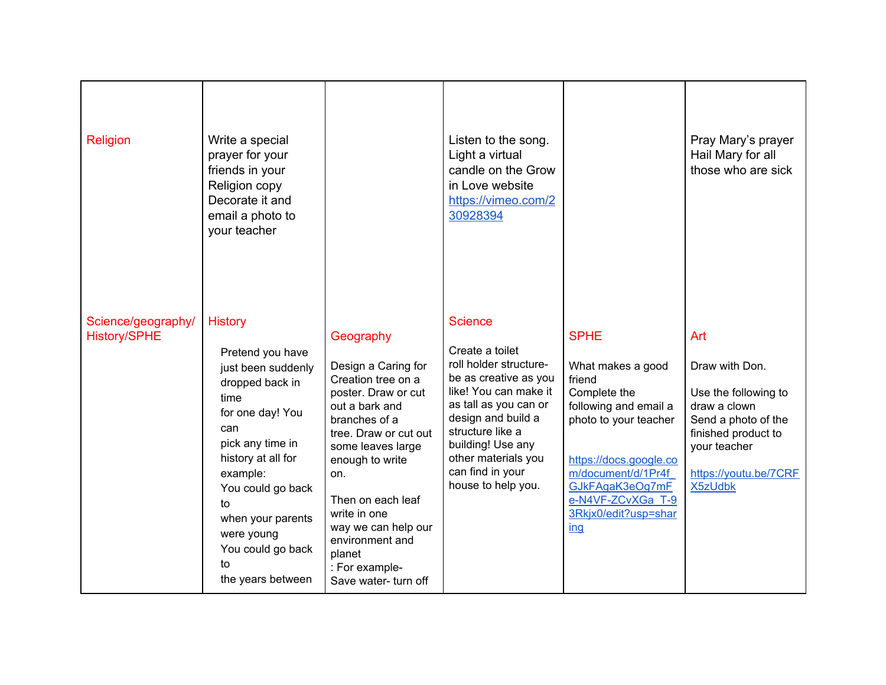| Religion | Write a special prayer for your friends in your Religion copy Decorate it and email a photo to your teacher | | Listen to the song. Light a virtual candle on the Grow in Love website [https://vimeo.com/230928394](https://vimeo.com/230928394) | | Pray Mary's prayer Hail Mary for all those who are sick |
|---|---|---|---|---|---|
| Science/geography/ History/SPHE | History<br><br>Pretend you have just been suddenly dropped back in time for one day! You can pick any time in history at all for example:<br>You could go back to when your parents were young<br>You could go back to the years between | Geography<br><br>Design a Caring for Creation tree on a poster. Draw or cut out a bark and branches of a tree. Draw or cut out some leaves large enough to write on.<br><br>Then on each leaf write in one way we can help our environment and planet<br>: For example-<br>Save water- turn off | Science<br><br>Create a toilet roll holder structure- be as creative as you like! You can make it as tall as you can or design and build a structure like a building! Use any other materials you can find in your house to help you. | SPHE<br><br>What makes a good friend<br>Complete the following and email a photo to your teacher<br><br>[https://docs.google.com/document/d/1Pr4f_GJkFAgaK3eOg7mFe-N4VF-ZCvXGa_T-93Rkjx0/edit?usp=sharing](https://docs.google.com/document/d/1Pr4f_GJkFAgaK3eOg7mFe-N4VF-ZCvXGa_T-93Rkjx0/edit?usp=sharing) | Art<br><br>Draw with Don.<br><br>Use the following to draw a clown<br>Send a photo of the finished product to your teacher<br><br>[https://youtu.be/7CRFX5zUdbk](https://youtu.be/7CRFX5zUdbk) |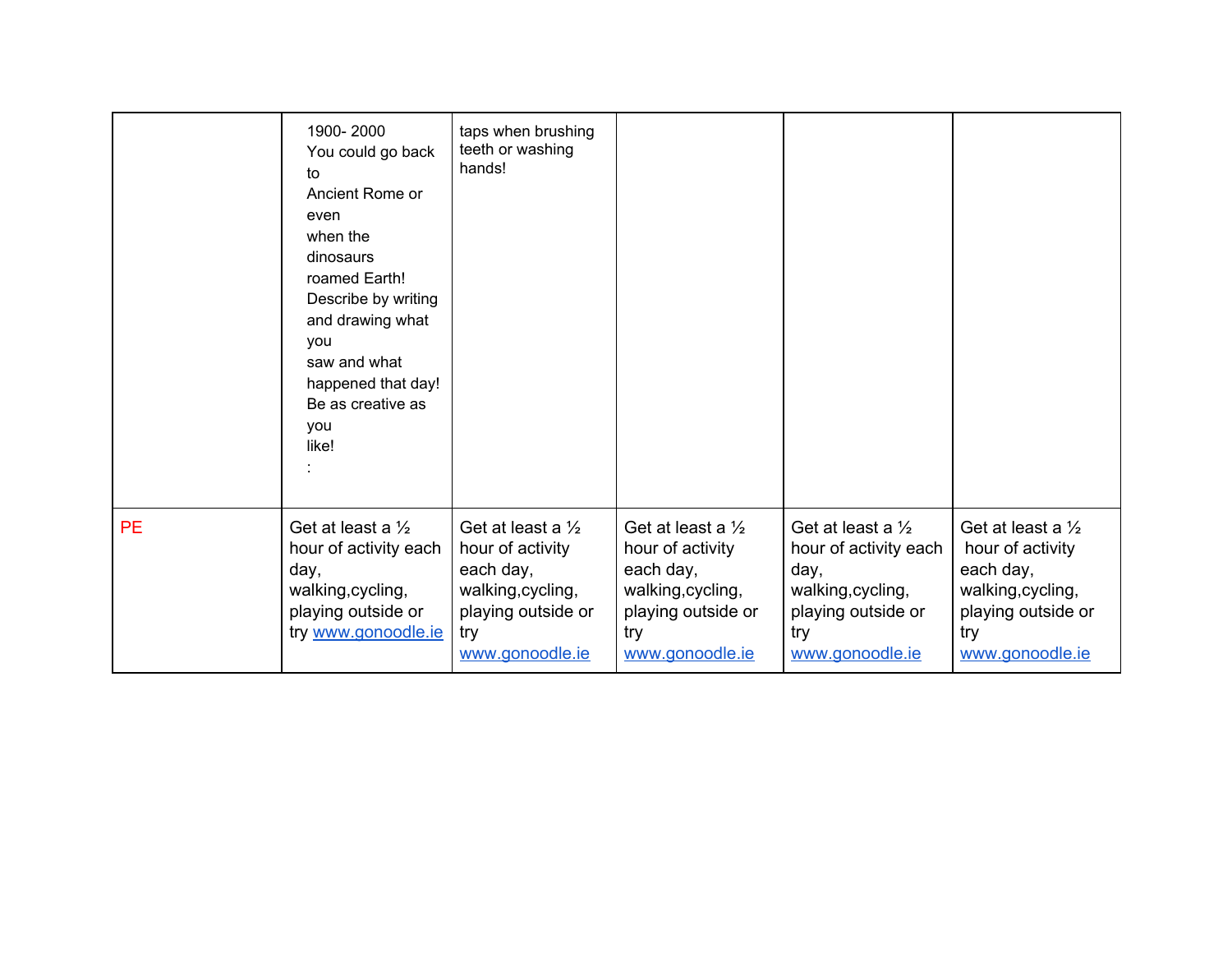| | | | | | |
|---|---|---|---|---|---|
| | 1900- 2000 You could go back to Ancient Rome or even when the dinosaurs roamed Earth! Describe by writing and drawing what you saw and what happened that day! Be as creative as you like! : | taps when brushing teeth or washing hands! | | | |
| PE | Get at least a ½ hour of activity each day, walking,cycling, playing outside or try www.gonoodle.ie | Get at least a ½ hour of activity each day, walking,cycling, playing outside or try www.gonoodle.ie | Get at least a ½ hour of activity each day, walking,cycling, playing outside or try www.gonoodle.ie | Get at least a ½ hour of activity each day, walking,cycling, playing outside or try www.gonoodle.ie | Get at least a ½ hour of activity each day, walking,cycling, playing outside or try www.gonoodle.ie |